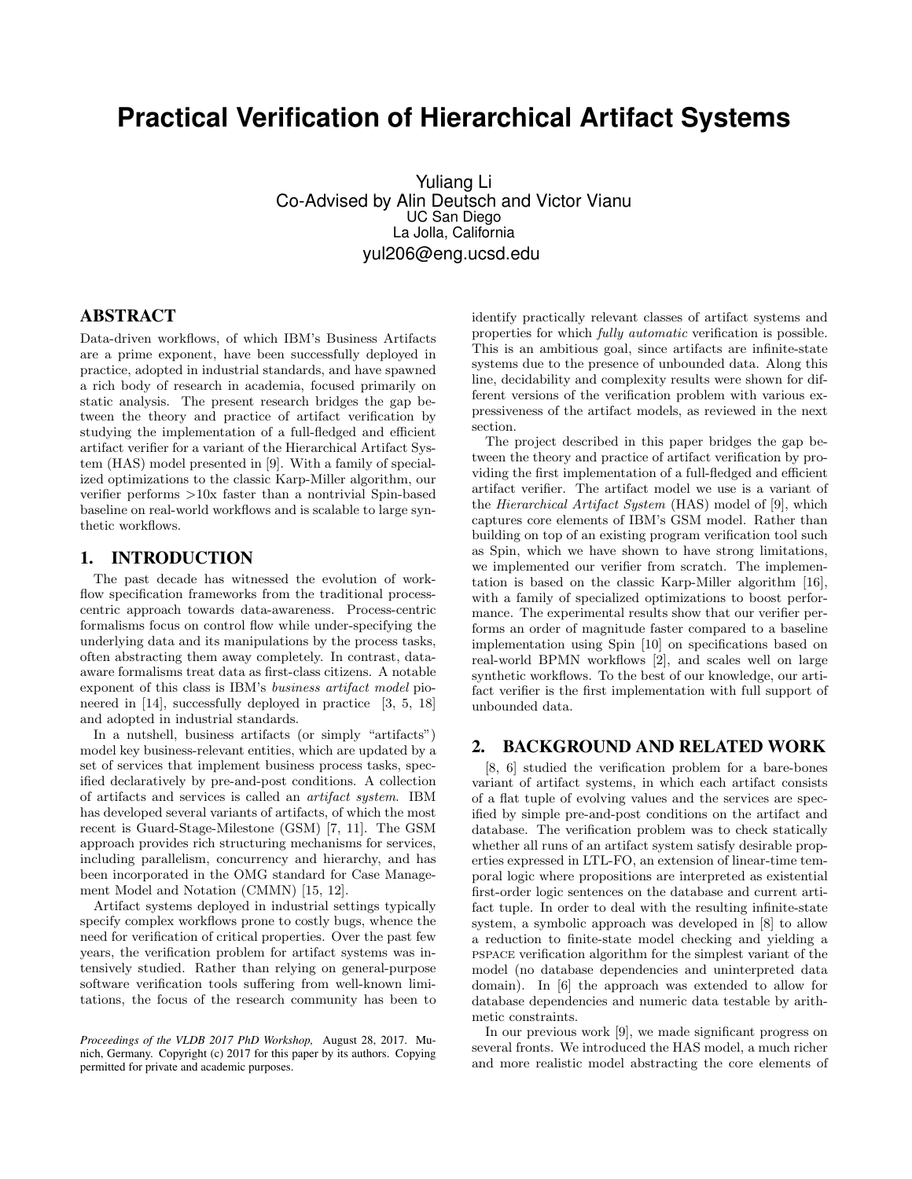# Practical Verification of Hierarchical Artifact Systems

Yuliang Li
Co-Advised by Alin Deutsch and Victor Vianu
UC San Diego
La Jolla, California
yul206@eng.ucsd.edu

## ABSTRACT

Data-driven workflows, of which IBM's Business Artifacts are a prime exponent, have been successfully deployed in practice, adopted in industrial standards, and have spawned a rich body of research in academia, focused primarily on static analysis. The present research bridges the gap between the theory and practice of artifact verification by studying the implementation of a full-fledged and efficient artifact verifier for a variant of the Hierarchical Artifact System (HAS) model presented in [9]. With a family of specialized optimizations to the classic Karp-Miller algorithm, our verifier performs >10x faster than a nontrivial Spin-based baseline on real-world workflows and is scalable to large synthetic workflows.

## 1. INTRODUCTION

The past decade has witnessed the evolution of workflow specification frameworks from the traditional process-centric approach towards data-awareness. Process-centric formalisms focus on control flow while under-specifying the underlying data and its manipulations by the process tasks, often abstracting them away completely. In contrast, data-aware formalisms treat data as first-class citizens. A notable exponent of this class is IBM's *business artifact model* pioneered in [14], successfully deployed in practice [3, 5, 18] and adopted in industrial standards.

In a nutshell, business artifacts (or simply "artifacts") model key business-relevant entities, which are updated by a set of services that implement business process tasks, specified declaratively by pre-and-post conditions. A collection of artifacts and services is called an *artifact system*. IBM has developed several variants of artifacts, of which the most recent is Guard-Stage-Milestone (GSM) [7, 11]. The GSM approach provides rich structuring mechanisms for services, including parallelism, concurrency and hierarchy, and has been incorporated in the OMG standard for Case Management Model and Notation (CMMN) [15, 12].

Artifact systems deployed in industrial settings typically specify complex workflows prone to costly bugs, whence the need for verification of critical properties. Over the past few years, the verification problem for artifact systems was intensively studied. Rather than relying on general-purpose software verification tools suffering from well-known limitations, the focus of the research community has been to identify practically relevant classes of artifact systems and properties for which *fully automatic* verification is possible. This is an ambitious goal, since artifacts are infinite-state systems due to the presence of unbounded data. Along this line, decidability and complexity results were shown for different versions of the verification problem with various expressiveness of the artifact models, as reviewed in the next section.

The project described in this paper bridges the gap between the theory and practice of artifact verification by providing the first implementation of a full-fledged and efficient artifact verifier. The artifact model we use is a variant of the *Hierarchical Artifact System* (HAS) model of [9], which captures core elements of IBM's GSM model. Rather than building on top of an existing program verification tool such as Spin, which we have shown to have strong limitations, we implemented our verifier from scratch. The implementation is based on the classic Karp-Miller algorithm [16], with a family of specialized optimizations to boost performance. The experimental results show that our verifier performs an order of magnitude faster compared to a baseline implementation using Spin [10] on specifications based on real-world BPMN workflows [2], and scales well on large synthetic workflows. To the best of our knowledge, our artifact verifier is the first implementation with full support of unbounded data.

*Proceedings of the VLDB 2017 PhD Workshop,* August 28, 2017. Munich, Germany. Copyright (c) 2017 for this paper by its authors. Copying permitted for private and academic purposes.

## 2. BACKGROUND AND RELATED WORK

[8, 6] studied the verification problem for a bare-bones variant of artifact systems, in which each artifact consists of a flat tuple of evolving values and the services are specified by simple pre-and-post conditions on the artifact and database. The verification problem was to check statically whether all runs of an artifact system satisfy desirable properties expressed in LTL-FO, an extension of linear-time temporal logic where propositions are interpreted as existential first-order logic sentences on the database and current artifact tuple. In order to deal with the resulting infinite-state system, a symbolic approach was developed in [8] to allow a reduction to finite-state model checking and yielding a PSPACE verification algorithm for the simplest variant of the model (no database dependencies and uninterpreted data domain). In [6] the approach was extended to allow for database dependencies and numeric data testable by arithmetic constraints.

In our previous work [9], we made significant progress on several fronts. We introduced the HAS model, a much richer and more realistic model abstracting the core elements of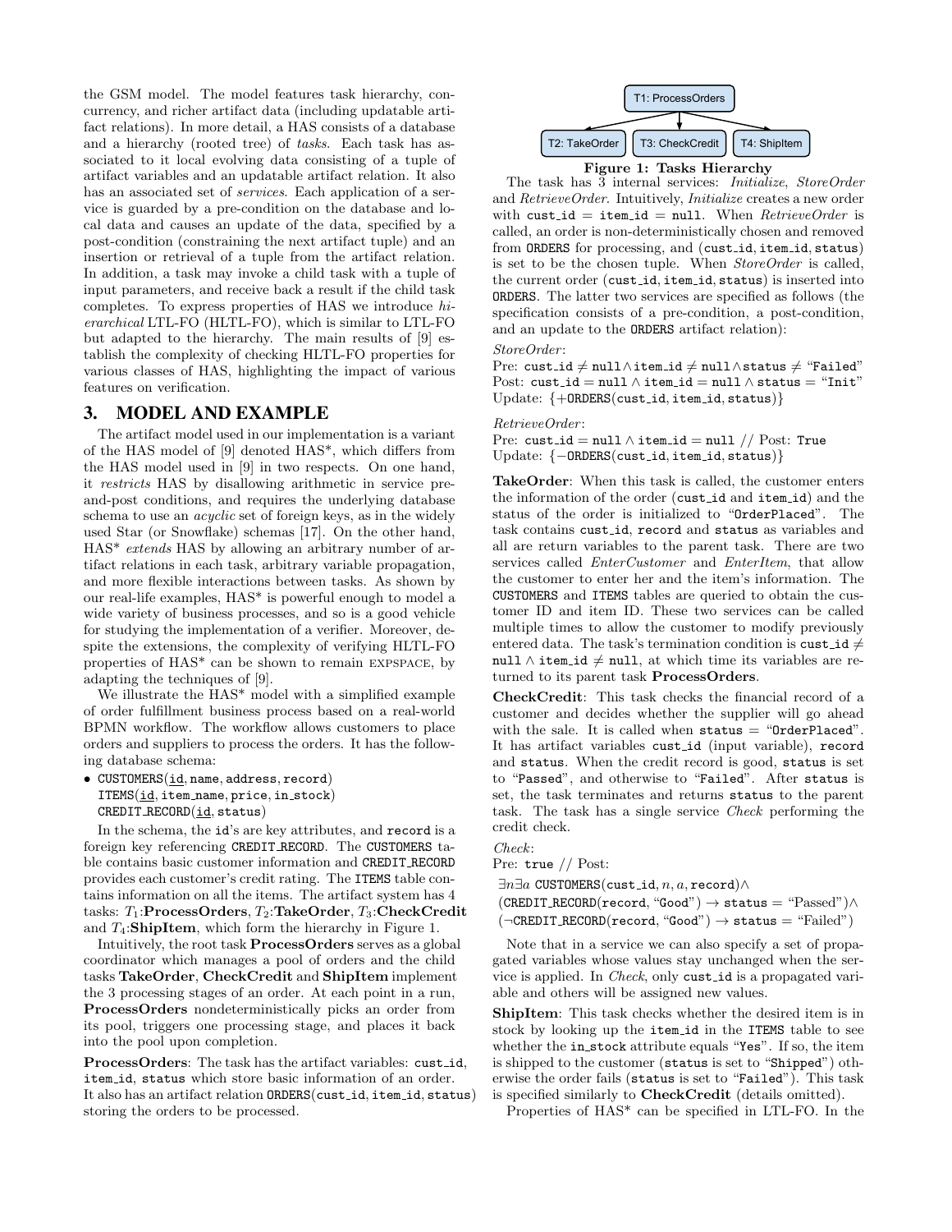the GSM model. The model features task hierarchy, concurrency, and richer artifact data (including updatable artifact relations). In more detail, a HAS consists of a database and a hierarchy (rooted tree) of *tasks*. Each task has associated to it local evolving data consisting of a tuple of artifact variables and an updatable artifact relation. It also has an associated set of *services*. Each application of a service is guarded by a pre-condition on the database and local data and causes an update of the data, specified by a post-condition (constraining the next artifact tuple) and an insertion or retrieval of a tuple from the artifact relation. In addition, a task may invoke a child task with a tuple of input parameters, and receive back a result if the child task completes. To express properties of HAS we introduce *hierarchical* LTL-FO (HLTL-FO), which is similar to LTL-FO but adapted to the hierarchy. The main results of [9] establish the complexity of checking HLTL-FO properties for various classes of HAS, highlighting the impact of various features on verification.

## 3. MODEL AND EXAMPLE

The artifact model used in our implementation is a variant of the HAS model of [9] denoted HAS*, which differs from the HAS model used in [9] in two respects. On one hand, it *restricts* HAS by disallowing arithmetic in service pre-and-post conditions, and requires the underlying database schema to use an *acyclic* set of foreign keys, as in the widely used Star (or Snowflake) schemas [17]. On the other hand, HAS* *extends* HAS by allowing an arbitrary number of artifact relations in each task, arbitrary variable propagation, and more flexible interactions between tasks. As shown by our real-life examples, HAS* is powerful enough to model a wide variety of business processes, and so is a good vehicle for studying the implementation of a verifier. Moreover, despite the extensions, the complexity of verifying HLTL-FO properties of HAS* can be shown to remain EXPSPACE, by adapting the techniques of [9].

We illustrate the HAS* model with a simplified example of order fulfillment business process based on a real-world BPMN workflow. The workflow allows customers to place orders and suppliers to process the orders. It has the following database schema:

- CUSTOMERS(id, name, address, record)
  ITEMS(id, item_name, price, in_stock)
  CREDIT_RECORD(id, status)

In the schema, the id's are key attributes, and record is a foreign key referencing CREDIT_RECORD. The CUSTOMERS table contains basic customer information and CREDIT_RECORD provides each customer's credit rating. The ITEMS table contains information on all the items. The artifact system has 4 tasks: $T_1$:**ProcessOrders**, $T_2$:**TakeOrder**, $T_3$:**CheckCredit** and $T_4$:**ShipItem**, which form the hierarchy in Figure 1.

Intuitively, the root task **ProcessOrders** serves as a global coordinator which manages a pool of orders and the child tasks **TakeOrder**, **CheckCredit** and **ShipItem** implement the 3 processing stages of an order. At each point in a run, **ProcessOrders** nondeterministically picks an order from its pool, triggers one processing stage, and places it back into the pool upon completion.

**ProcessOrders**: The task has the artifact variables: cust_id, item_id, status which store basic information of an order. It also has an artifact relation ORDERS(cust_id, item_id, status) storing the orders to be processed.

T1: ProcessOrders → T2: TakeOrder, T3: CheckCredit, T4: ShipItem

**Figure 1: Tasks Hierarchy**

The task has 3 internal services: *Initialize*, *StoreOrder* and *RetrieveOrder*. Intuitively, *Initialize* creates a new order with cust_id = item_id = null. When *RetrieveOrder* is called, an order is non-deterministically chosen and removed from ORDERS for processing, and (cust_id, item_id, status) is set to be the chosen tuple. When *StoreOrder* is called, the current order (cust_id, item_id, status) is inserted into ORDERS. The latter two services are specified as follows (the specification consists of a pre-condition, a post-condition, and an update to the ORDERS artifact relation):

*StoreOrder*:
Pre: cust_id ≠ null ∧ item_id ≠ null ∧ status ≠ "Failed"
Post: cust_id = null ∧ item_id = null ∧ status = "Init"
Update: {+ORDERS(cust_id, item_id, status)}

*RetrieveOrder*:
Pre: cust_id = null ∧ item_id = null // Post: True
Update: {−ORDERS(cust_id, item_id, status)}

**TakeOrder**: When this task is called, the customer enters the information of the order (cust_id and item_id) and the status of the order is initialized to "OrderPlaced". The task contains cust_id, record and status as variables and all are return variables to the parent task. There are two services called *EnterCustomer* and *EnterItem*, that allow the customer to enter her and the item's information. The CUSTOMERS and ITEMS tables are queried to obtain the customer ID and item ID. These two services can be called multiple times to allow the customer to modify previously entered data. The task's termination condition is cust_id ≠ null ∧ item_id ≠ null, at which time its variables are returned to its parent task **ProcessOrders**.

**CheckCredit**: This task checks the financial record of a customer and decides whether the supplier will go ahead with the sale. It is called when status = "OrderPlaced". It has artifact variables cust_id (input variable), record and status. When the credit record is good, status is set to "Passed", and otherwise to "Failed". After status is set, the task terminates and returns status to the parent task. The task has a single service *Check* performing the credit check.

*Check*:
Pre: true // Post:
∃n∃a CUSTOMERS(cust_id, n, a, record)∧
(CREDIT_RECORD(record, "Good") → status = "Passed")∧
(¬CREDIT_RECORD(record, "Good") → status = "Failed")

Note that in a service we can also specify a set of propagated variables whose values stay unchanged when the service is applied. In *Check*, only cust_id is a propagated variable and others will be assigned new values.

**ShipItem**: This task checks whether the desired item is in stock by looking up the item_id in the ITEMS table to see whether the in_stock attribute equals "Yes". If so, the item is shipped to the customer (status is set to "Shipped") otherwise the order fails (status is set to "Failed"). This task is specified similarly to **CheckCredit** (details omitted).

Properties of HAS* can be specified in LTL-FO. In the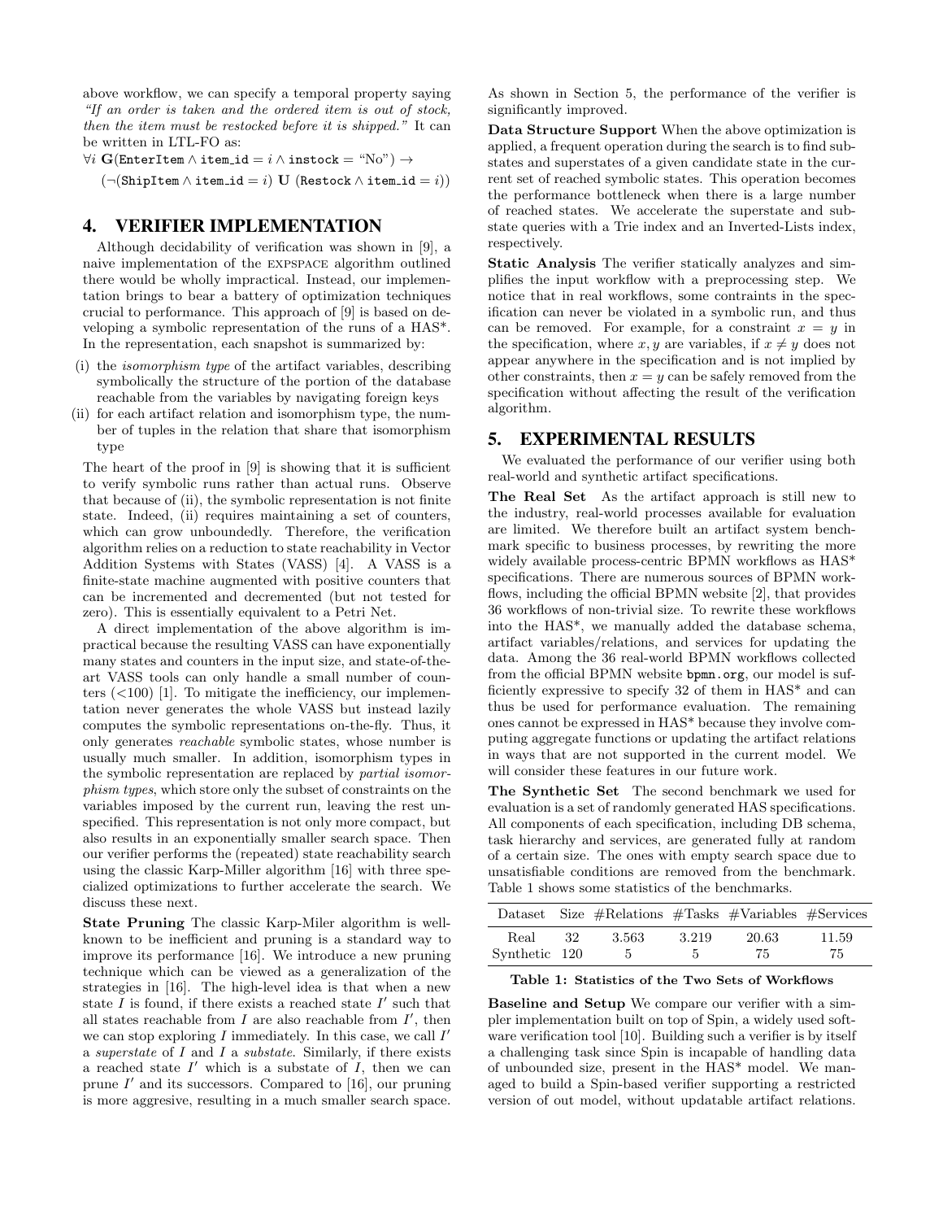above workflow, we can specify a temporal property saying *"If an order is taken and the ordered item is out of stock, then the item must be restocked before it is shipped."* It can be written in LTL-FO as:

$$\forall i\ \mathbf{G}(\texttt{EnterItem} \wedge \texttt{item\_id} = i \wedge \texttt{instock} = \text{"No"}) \rightarrow$$
$$(\neg(\texttt{ShipItem} \wedge \texttt{item\_id} = i)\ \mathbf{U}\ (\texttt{Restock} \wedge \texttt{item\_id} = i))$$

## 4. VERIFIER IMPLEMENTATION

Although decidability of verification was shown in [9], a naive implementation of the EXPSPACE algorithm outlined there would be wholly impractical. Instead, our implementation brings to bear a battery of optimization techniques crucial to performance. This approach of [9] is based on developing a symbolic representation of the runs of a HAS*. In the representation, each snapshot is summarized by:

- (i) the *isomorphism type* of the artifact variables, describing symbolically the structure of the portion of the database reachable from the variables by navigating foreign keys
- (ii) for each artifact relation and isomorphism type, the number of tuples in the relation that share that isomorphism type

The heart of the proof in [9] is showing that it is sufficient to verify symbolic runs rather than actual runs. Observe that because of (ii), the symbolic representation is not finite state. Indeed, (ii) requires maintaining a set of counters, which can grow unboundedly. Therefore, the verification algorithm relies on a reduction to state reachability in Vector Addition Systems with States (VASS) [4]. A VASS is a finite-state machine augmented with positive counters that can be incremented and decremented (but not tested for zero). This is essentially equivalent to a Petri Net.

A direct implementation of the above algorithm is impractical because the resulting VASS can have exponentially many states and counters in the input size, and state-of-the-art VASS tools can only handle a small number of counters (<100) [1]. To mitigate the inefficiency, our implementation never generates the whole VASS but instead lazily computes the symbolic representations on-the-fly. Thus, it only generates *reachable* symbolic states, whose number is usually much smaller. In addition, isomorphism types in the symbolic representation are replaced by *partial isomorphism types*, which store only the subset of constraints on the variables imposed by the current run, leaving the rest unspecified. This representation is not only more compact, but also results in an exponentially smaller search space. Then our verifier performs the (repeated) state reachability search using the classic Karp-Miller algorithm [16] with three specialized optimizations to further accelerate the search. We discuss these next.

**State Pruning** The classic Karp-Miler algorithm is well-known to be inefficient and pruning is a standard way to improve its performance [16]. We introduce a new pruning technique which can be viewed as a generalization of the strategies in [16]. The high-level idea is that when a new state $I$ is found, if there exists a reached state $I'$ such that all states reachable from $I$ are also reachable from $I'$, then we can stop exploring $I$ immediately. In this case, we call $I'$ a *superstate* of $I$ and $I$ a *substate*. Similarly, if there exists a reached state $I'$ which is a substate of $I$, then we can prune $I'$ and its successors. Compared to [16], our pruning is more aggresive, resulting in a much smaller search space. As shown in Section 5, the performance of the verifier is significantly improved.

**Data Structure Support** When the above optimization is applied, a frequent operation during the search is to find substates and superstates of a given candidate state in the current set of reached symbolic states. This operation becomes the performance bottleneck when there is a large number of reached states. We accelerate the superstate and substate queries with a Trie index and an Inverted-Lists index, respectively.

**Static Analysis** The verifier statically analyzes and simplifies the input workflow with a preprocessing step. We notice that in real workflows, some contraints in the specification can never be violated in a symbolic run, and thus can be removed. For example, for a constraint $x = y$ in the specification, where $x, y$ are variables, if $x \neq y$ does not appear anywhere in the specification and is not implied by other constraints, then $x = y$ can be safely removed from the specification without affecting the result of the verification algorithm.

## 5. EXPERIMENTAL RESULTS

We evaluated the performance of our verifier using both real-world and synthetic artifact specifications.

**The Real Set** As the artifact approach is still new to the industry, real-world processes available for evaluation are limited. We therefore built an artifact system benchmark specific to business processes, by rewriting the more widely available process-centric BPMN workflows as HAS* specifications. There are numerous sources of BPMN workflows, including the official BPMN website [2], that provides 36 workflows of non-trivial size. To rewrite these workflows into the HAS*, we manually added the database schema, artifact variables/relations, and services for updating the data. Among the 36 real-world BPMN workflows collected from the official BPMN website `bpmn.org`, our model is sufficiently expressive to specify 32 of them in HAS* and can thus be used for performance evaluation. The remaining ones cannot be expressed in HAS* because they involve computing aggregate functions or updating the artifact relations in ways that are not supported in the current model. We will consider these features in our future work.

**The Synthetic Set** The second benchmark we used for evaluation is a set of randomly generated HAS specifications. All components of each specification, including DB schema, task hierarchy and services, are generated fully at random of a certain size. The ones with empty search space due to unsatisfiable conditions are removed from the benchmark. Table 1 shows some statistics of the benchmarks.

| Dataset | Size | #Relations | #Tasks | #Variables | #Services |
|---|---|---|---|---|---|
| Real | 32 | 3.563 | 3.219 | 20.63 | 11.59 |
| Synthetic | 120 | 5 | 5 | 75 | 75 |

**Table 1: Statistics of the Two Sets of Workflows**

**Baseline and Setup** We compare our verifier with a simpler implementation built on top of Spin, a widely used software verification tool [10]. Building such a verifier is by itself a challenging task since Spin is incapable of handling data of unbounded size, present in the HAS* model. We managed to build a Spin-based verifier supporting a restricted version of out model, without updatable artifact relations.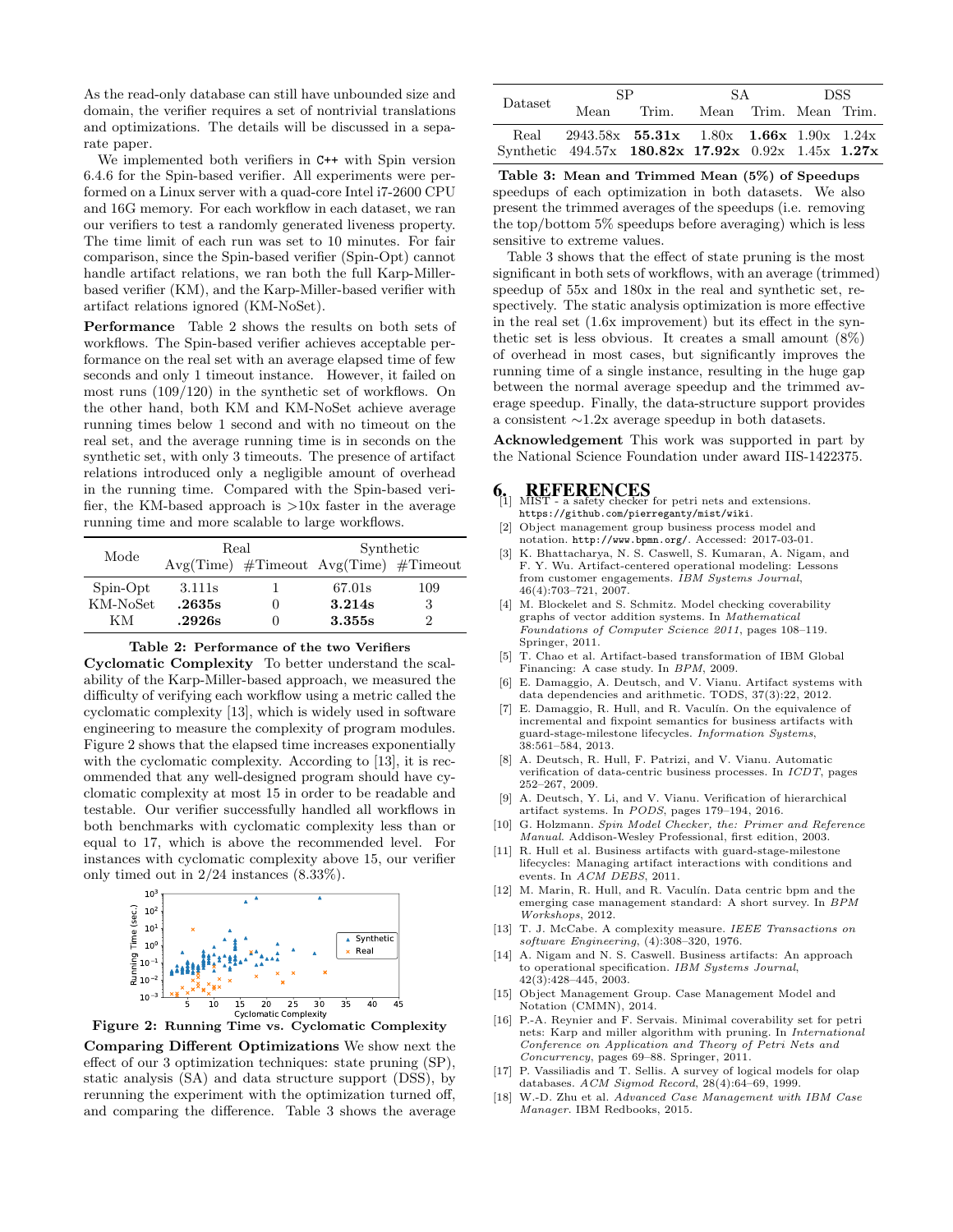As the read-only database can still have unbounded size and domain, the verifier requires a set of nontrivial translations and optimizations. The details will be discussed in a separate paper.

We implemented both verifiers in C++ with Spin version 6.4.6 for the Spin-based verifier. All experiments were performed on a Linux server with a quad-core Intel i7-2600 CPU and 16G memory. For each workflow in each dataset, we ran our verifiers to test a randomly generated liveness property. The time limit of each run was set to 10 minutes. For fair comparison, since the Spin-based verifier (Spin-Opt) cannot handle artifact relations, we ran both the full Karp-Miller-based verifier (KM), and the Karp-Miller-based verifier with artifact relations ignored (KM-NoSet).

**Performance** Table 2 shows the results on both sets of workflows. The Spin-based verifier achieves acceptable performance on the real set with an average elapsed time of few seconds and only 1 timeout instance. However, it failed on most runs (109/120) in the synthetic set of workflows. On the other hand, both KM and KM-NoSet achieve average running times below 1 second and with no timeout on the real set, and the average running time is in seconds on the synthetic set, with only 3 timeouts. The presence of artifact relations introduced only a negligible amount of overhead in the running time. Compared with the Spin-based verifier, the KM-based approach is >10x faster in the average running time and more scalable to large workflows.

| Mode | Real | | Synthetic | |
|---|---|---|---|---|
| | Avg(Time) | #Timeout | Avg(Time) | #Timeout |
| Spin-Opt | 3.111s | 1 | 67.01s | 109 |
| KM-NoSet | **.2635s** | 0 | **3.214s** | 3 |
| KM | **.2926s** | 0 | **3.355s** | 2 |

**Table 2: Performance of the two Verifiers**

**Cyclomatic Complexity** To better understand the scalability of the Karp-Miller-based approach, we measured the difficulty of verifying each workflow using a metric called the cyclomatic complexity [13], which is widely used in software engineering to measure the complexity of program modules. Figure 2 shows that the elapsed time increases exponentially with the cyclomatic complexity. According to [13], it is recommended that any well-designed program should have cyclomatic complexity at most 15 in order to be readable and testable. Our verifier successfully handled all workflows in both benchmarks with cyclomatic complexity less than or equal to 17, which is above the recommended level. For instances with cyclomatic complexity above 15, our verifier only timed out in 2/24 instances (8.33%).

$10^3$
$10^2$
$10^1$
$10^0$
$10^{-1}$
$10^{-2}$
$10^{-3}$
Running Time (sec.)
5 10 15 20 25 30 35 40 45
Cyclomatic Complexity
Synthetic
Real

**Figure 2: Running Time vs. Cyclomatic Complexity**

**Comparing Different Optimizations** We show next the effect of our 3 optimization techniques: state pruning (SP), static analysis (SA) and data structure support (DSS), by rerunning the experiment with the optimization turned off, and comparing the difference. Table 3 shows the average speedups of each optimization in both datasets. We also present the trimmed averages of the speedups (i.e. removing the top/bottom 5% speedups before averaging) which is less sensitive to extreme values.

| Dataset | SP | | SA | | DSS | |
|---|---|---|---|---|---|---|
| | Mean | Trim. | Mean | Trim. | Mean | Trim. |
| Real | 2943.58x | **55.31x** | 1.80x | **1.66x** | 1.90x | 1.24x |
| Synthetic | 494.57x | **180.82x** | **17.92x** | 0.92x | 1.45x | **1.27x** |

**Table 3: Mean and Trimmed Mean (5%) of Speedups**

Table 3 shows that the effect of state pruning is the most significant in both sets of workflows, with an average (trimmed) speedup of 55x and 180x in the real and synthetic set, respectively. The static analysis optimization is more effective in the real set (1.6x improvement) but its effect in the synthetic set is less obvious. It creates a small amount (8%) of overhead in most cases, but significantly improves the running time of a single instance, resulting in the huge gap between the normal average speedup and the trimmed average speedup. Finally, the data-structure support provides a consistent ∼1.2x average speedup in both datasets.

**Acknowledgement** This work was supported in part by the National Science Foundation under award IIS-1422375.

# 6. REFERENCES

[1] MIST - a safety checker for petri nets and extensions. https://github.com/pierreganty/mist/wiki.

[2] Object management group business process model and notation. http://www.bpmn.org/. Accessed: 2017-03-01.

[3] K. Bhattacharya, N. S. Caswell, S. Kumaran, A. Nigam, and F. Y. Wu. Artifact-centered operational modeling: Lessons from customer engagements. *IBM Systems Journal*, 46(4):703–721, 2007.

[4] M. Blockelet and S. Schmitz. Model checking coverability graphs of vector addition systems. In *Mathematical Foundations of Computer Science 2011*, pages 108–119. Springer, 2011.

[5] T. Chao et al. Artifact-based transformation of IBM Global Financing: A case study. In *BPM*, 2009.

[6] E. Damaggio, A. Deutsch, and V. Vianu. Artifact systems with data dependencies and arithmetic. TODS, 37(3):22, 2012.

[7] E. Damaggio, R. Hull, and R. Vaculín. On the equivalence of incremental and fixpoint semantics for business artifacts with guard-stage-milestone lifecycles. *Information Systems*, 38:561–584, 2013.

[8] A. Deutsch, R. Hull, F. Patrizi, and V. Vianu. Automatic verification of data-centric business processes. In *ICDT*, pages 252–267, 2009.

[9] A. Deutsch, Y. Li, and V. Vianu. Verification of hierarchical artifact systems. In *PODS*, pages 179–194, 2016.

[10] G. Holzmann. *Spin Model Checker, the: Primer and Reference Manual*. Addison-Wesley Professional, first edition, 2003.

[11] R. Hull et al. Business artifacts with guard-stage-milestone lifecycles: Managing artifact interactions with conditions and events. In *ACM DEBS*, 2011.

[12] M. Marin, R. Hull, and R. Vaculín. Data centric bpm and the emerging case management standard: A short survey. In *BPM Workshops*, 2012.

[13] T. J. McCabe. A complexity measure. *IEEE Transactions on software Engineering*, (4):308–320, 1976.

[14] A. Nigam and N. S. Caswell. Business artifacts: An approach to operational specification. *IBM Systems Journal*, 42(3):428–445, 2003.

[15] Object Management Group. Case Management Model and Notation (CMMN), 2014.

[16] P.-A. Reynier and F. Servais. Minimal coverability set for petri nets: Karp and miller algorithm with pruning. In *International Conference on Application and Theory of Petri Nets and Concurrency*, pages 69–88. Springer, 2011.

[17] P. Vassiliadis and T. Sellis. A survey of logical models for olap databases. *ACM Sigmod Record*, 28(4):64–69, 1999.

[18] W.-D. Zhu et al. *Advanced Case Management with IBM Case Manager*. IBM Redbooks, 2015.